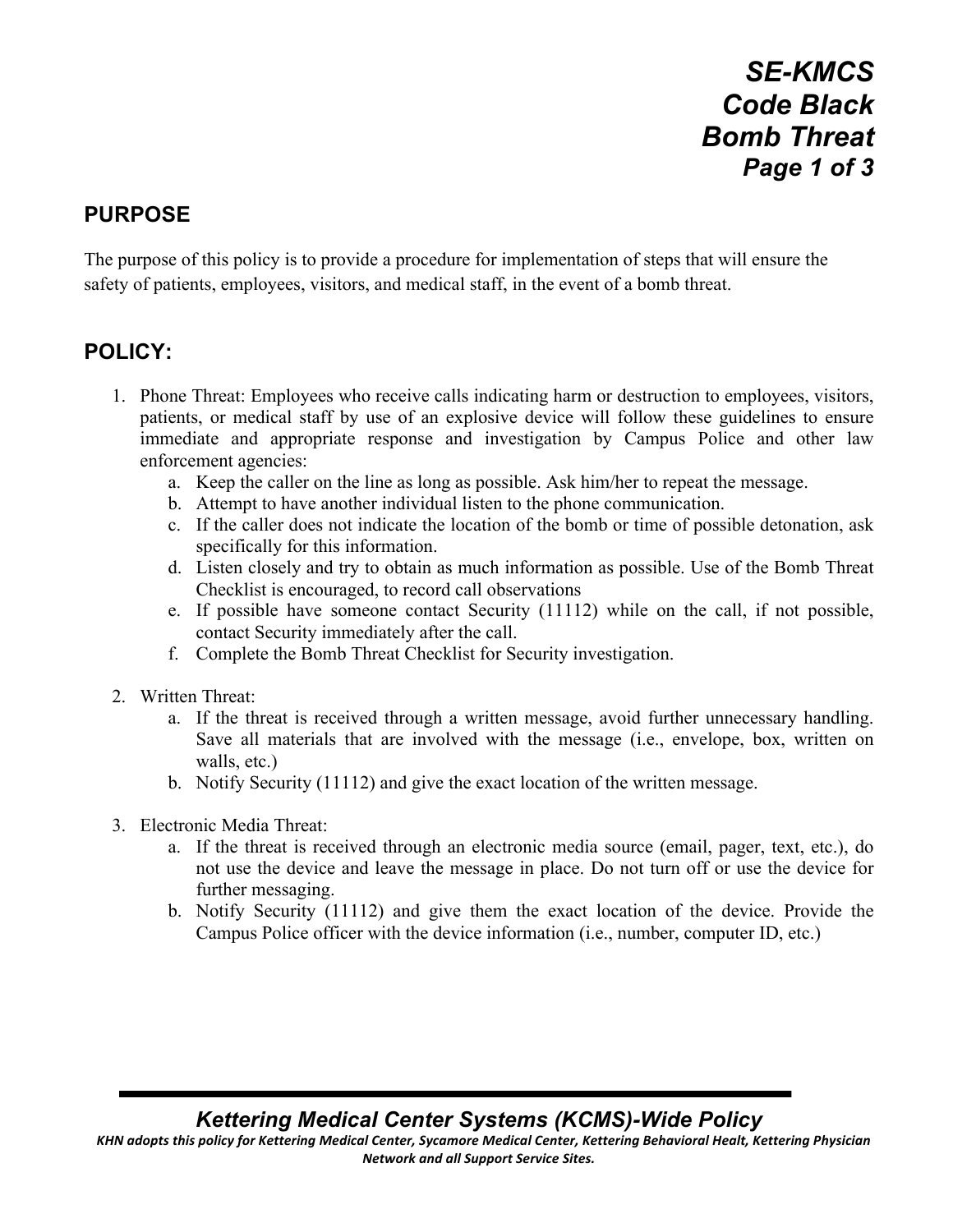# SE-KMCS Code Black Bomb Threat

## PURPOSE

The purpose of this policy is to provide a procedure for implementation of steps that will ensure the safety of patients, employees, visitors, and medical staff, in the event of a bomb threat.

## POLICY:

1. Phone Threat: Employees who receive calls indicating harm or destruction to employees, visitors, patients, or medical staff by use of an explosive device will follow these guidelines to ensure immediate and appropriate response and investigation by Campus Police and other law enforcement agencies:
   a. Keep the caller on the line as long as possible. Ask him/her to repeat the message.
   b. Attempt to have another individual listen to the phone communication.
   c. If the caller does not indicate the location of the bomb or time of possible detonation, ask specifically for this information.
   d. Listen closely and try to obtain as much information as possible. Use of the Bomb Threat Checklist is encouraged, to record call observations
   e. If possible have someone contact Security (11112) while on the call, if not possible, contact Security immediately after the call.
   f. Complete the Bomb Threat Checklist for Security investigation.

2. Written Threat:
   a. If the threat is received through a written message, avoid further unnecessary handling. Save all materials that are involved with the message (i.e., envelope, box, written on walls, etc.)
   b. Notify Security (11112) and give the exact location of the written message.

3. Electronic Media Threat:
   a. If the threat is received through an electronic media source (email, pager, text, etc.), do not use the device and leave the message in place. Do not turn off or use the device for further messaging.
   b. Notify Security (11112) and give them the exact location of the device. Provide the Campus Police officer with the device information (i.e., number, computer ID, etc.)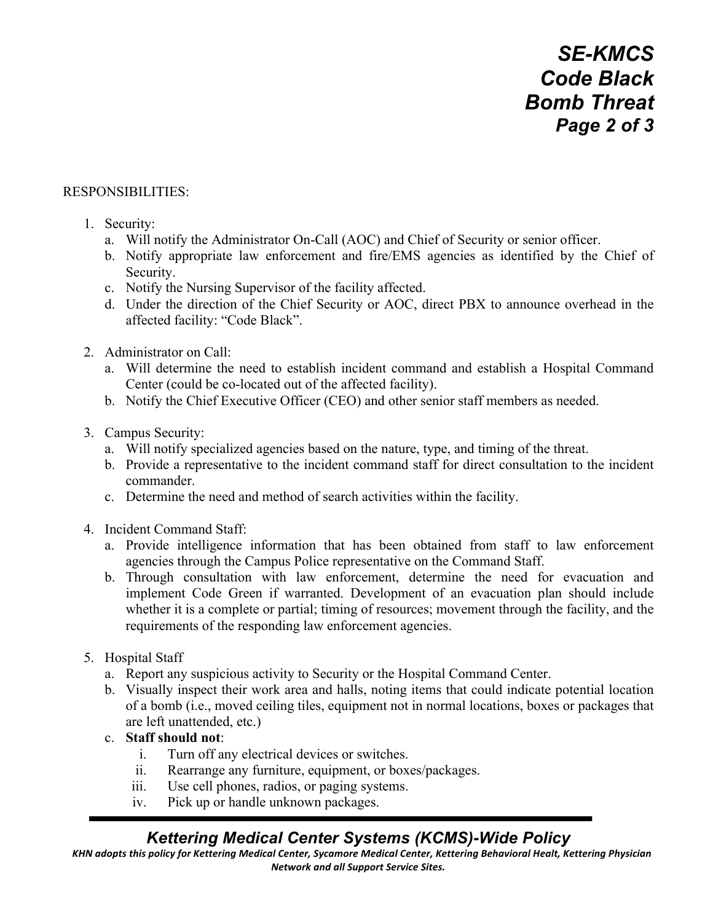RESPONSIBILITIES:

1. Security:
   a. Will notify the Administrator On-Call (AOC) and Chief of Security or senior officer.
   b. Notify appropriate law enforcement and fire/EMS agencies as identified by the Chief of Security.
   c. Notify the Nursing Supervisor of the facility affected.
   d. Under the direction of the Chief Security or AOC, direct PBX to announce overhead in the affected facility: "Code Black".

2. Administrator on Call:
   a. Will determine the need to establish incident command and establish a Hospital Command Center (could be co-located out of the affected facility).
   b. Notify the Chief Executive Officer (CEO) and other senior staff members as needed.

3. Campus Security:
   a. Will notify specialized agencies based on the nature, type, and timing of the threat.
   b. Provide a representative to the incident command staff for direct consultation to the incident commander.
   c. Determine the need and method of search activities within the facility.

4. Incident Command Staff:
   a. Provide intelligence information that has been obtained from staff to law enforcement agencies through the Campus Police representative on the Command Staff.
   b. Through consultation with law enforcement, determine the need for evacuation and implement Code Green if warranted. Development of an evacuation plan should include whether it is a complete or partial; timing of resources; movement through the facility, and the requirements of the responding law enforcement agencies.

5. Hospital Staff
   a. Report any suspicious activity to Security or the Hospital Command Center.
   b. Visually inspect their work area and halls, noting items that could indicate potential location of a bomb (i.e., moved ceiling tiles, equipment not in normal locations, boxes or packages that are left unattended, etc.)
   c. **Staff should not**:
      i. Turn off any electrical devices or switches.
      ii. Rearrange any furniture, equipment, or boxes/packages.
      iii. Use cell phones, radios, or paging systems.
      iv. Pick up or handle unknown packages.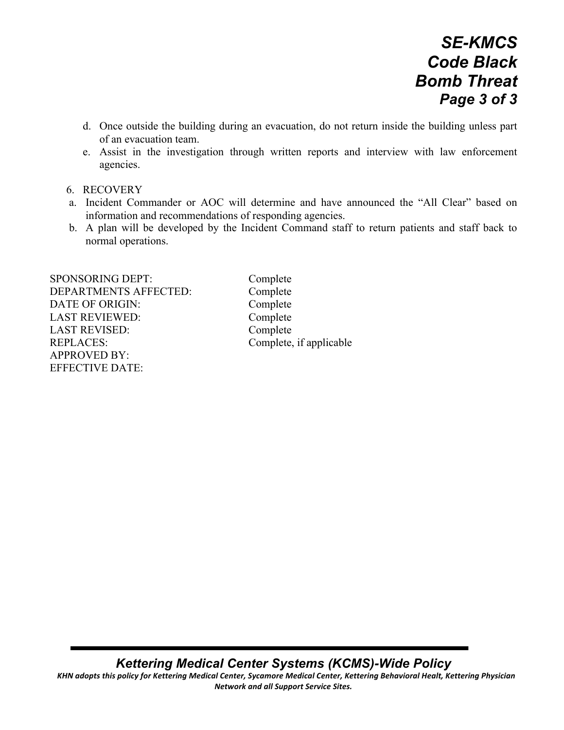d. Once outside the building during an evacuation, do not return inside the building unless part of an evacuation team.
e. Assist in the investigation through written reports and interview with law enforcement agencies.

6. RECOVERY
   a. Incident Commander or AOC will determine and have announced the "All Clear" based on information and recommendations of responding agencies.
   b. A plan will be developed by the Incident Command staff to return patients and staff back to normal operations.

| | |
|---|---|
| SPONSORING DEPT: | Complete |
| DEPARTMENTS AFFECTED: | Complete |
| DATE OF ORIGIN: | Complete |
| LAST REVIEWED: | Complete |
| LAST REVISED: | Complete |
| REPLACES: | Complete, if applicable |
| APPROVED BY: | |
| EFFECTIVE DATE: | |